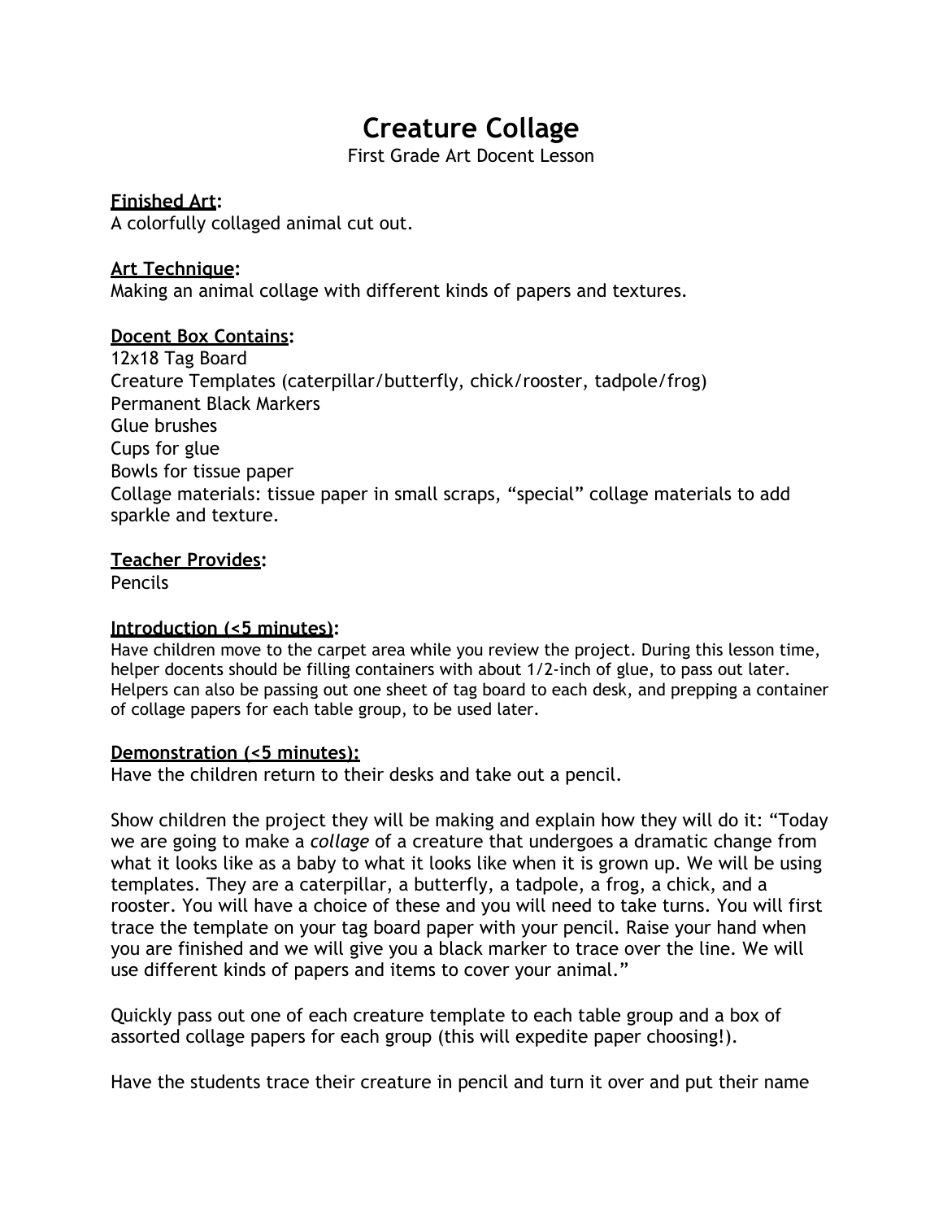# Creature Collage

First Grade Art Docent Lesson

**Finished Art:**
A colorfully collaged animal cut out.

**Art Technique:**
Making an animal collage with different kinds of papers and textures.

**Docent Box Contains:**
12x18 Tag Board
Creature Templates (caterpillar/butterfly, chick/rooster, tadpole/frog)
Permanent Black Markers
Glue brushes
Cups for glue
Bowls for tissue paper
Collage materials: tissue paper in small scraps, "special" collage materials to add sparkle and texture.

**Teacher Provides:**
Pencils

**Introduction (<5 minutes):**
Have children move to the carpet area while you review the project. During this lesson time, helper docents should be filling containers with about 1/2-inch of glue, to pass out later. Helpers can also be passing out one sheet of tag board to each desk, and prepping a container of collage papers for each table group, to be used later.

**Demonstration (<5 minutes):**
Have the children return to their desks and take out a pencil.

Show children the project they will be making and explain how they will do it: "Today we are going to make a *collage* of a creature that undergoes a dramatic change from what it looks like as a baby to what it looks like when it is grown up. We will be using templates. They are a caterpillar, a butterfly, a tadpole, a frog, a chick, and a rooster. You will have a choice of these and you will need to take turns. You will first trace the template on your tag board paper with your pencil. Raise your hand when you are finished and we will give you a black marker to trace over the line. We will use different kinds of papers and items to cover your animal."

Quickly pass out one of each creature template to each table group and a box of assorted collage papers for each group (this will expedite paper choosing!).

Have the students trace their creature in pencil and turn it over and put their name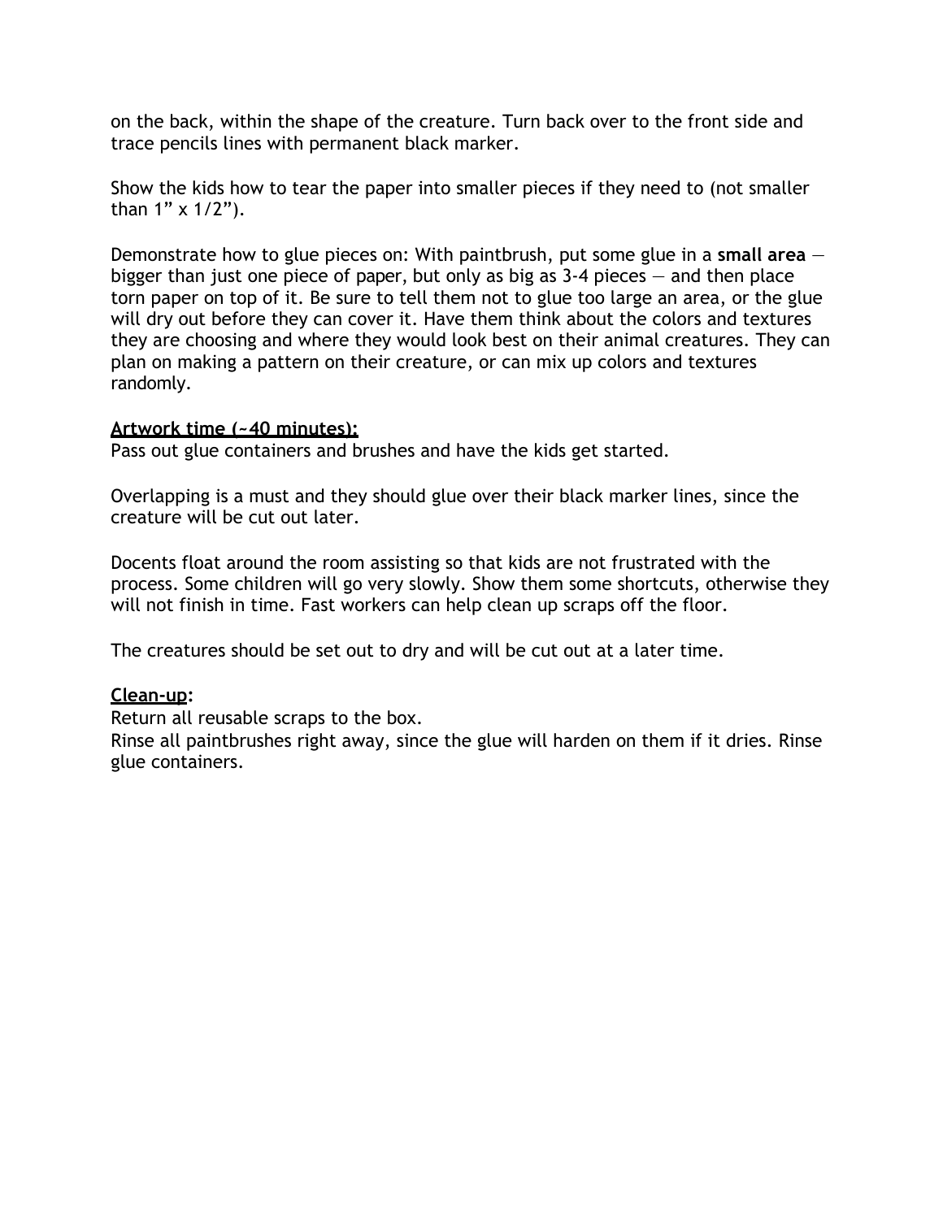on the back, within the shape of the creature. Turn back over to the front side and trace pencils lines with permanent black marker.

Show the kids how to tear the paper into smaller pieces if they need to (not smaller than 1" x 1/2").

Demonstrate how to glue pieces on: With paintbrush, put some glue in a **small area** — bigger than just one piece of paper, but only as big as 3-4 pieces — and then place torn paper on top of it. Be sure to tell them not to glue too large an area, or the glue will dry out before they can cover it. Have them think about the colors and textures they are choosing and where they would look best on their animal creatures. They can plan on making a pattern on their creature, or can mix up colors and textures randomly.

**Artwork time (~40 minutes):**

Pass out glue containers and brushes and have the kids get started.

Overlapping is a must and they should glue over their black marker lines, since the creature will be cut out later.

Docents float around the room assisting so that kids are not frustrated with the process. Some children will go very slowly. Show them some shortcuts, otherwise they will not finish in time. Fast workers can help clean up scraps off the floor.

The creatures should be set out to dry and will be cut out at a later time.

**Clean-up:**

Return all reusable scraps to the box.
Rinse all paintbrushes right away, since the glue will harden on them if it dries. Rinse glue containers.